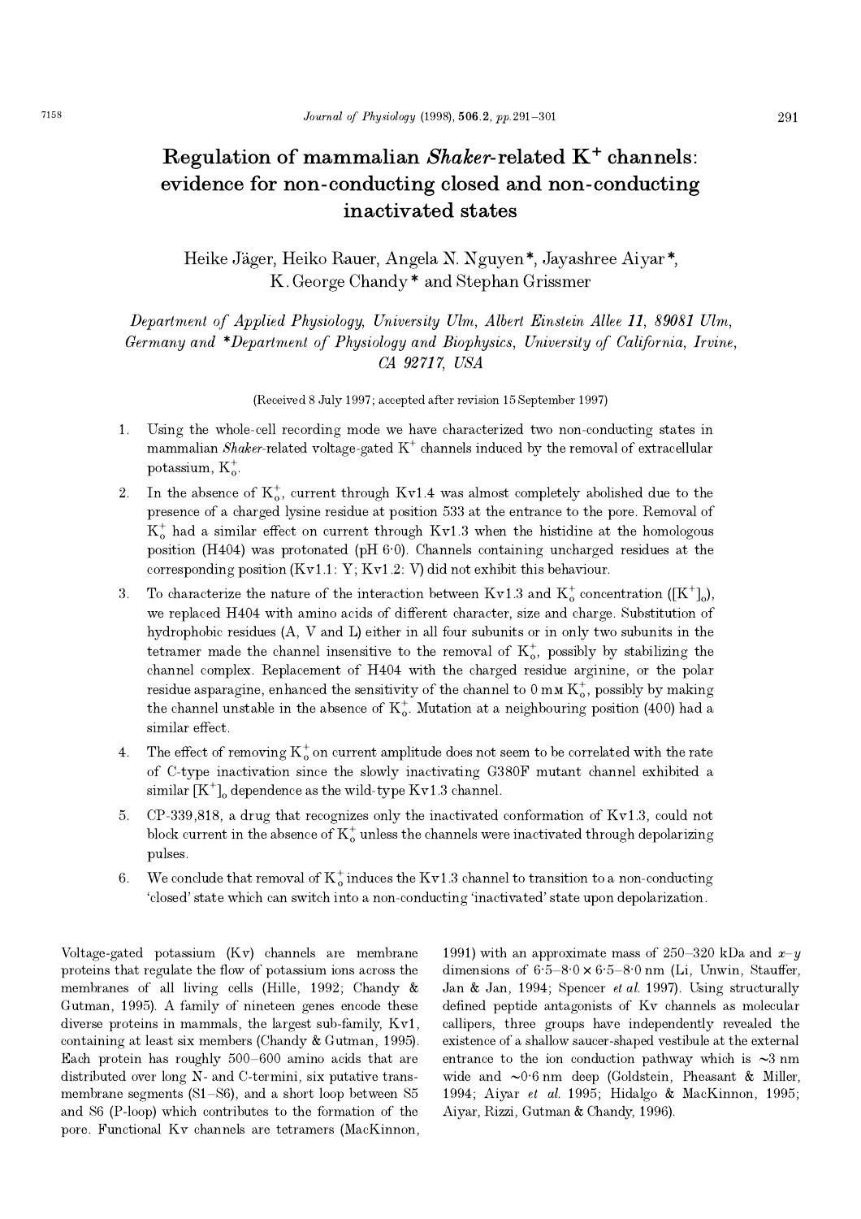# Regulation of mammalian *Shaker*-related $K^+$ channels: evidence for non-conducting closed and non-conducting inactivated states

Heike Jäger, Heiko Rauer, Angela N. Nguyen*, Jayashree Aiyar*, K. George Chandy* and Stephan Grissmer

*Department of Applied Physiology, University Ulm, Albert Einstein Allee 11, 89081 Ulm, Germany and \*Department of Physiology and Biophysics, University of California, Irvine, CA 92717, USA*

(Received 8 July 1997; accepted after revision 15 September 1997)

1. Using the whole-cell recording mode we have characterized two non-conducting states in mammalian *Shaker*-related voltage-gated $K^+$ channels induced by the removal of extracellular potassium, $K^+_o$.
2. In the absence of $K^+_o$, current through Kv1.4 was almost completely abolished due to the presence of a charged lysine residue at position 533 at the entrance to the pore. Removal of $K^+_o$ had a similar effect on current through Kv1.3 when the histidine at the homologous position (H404) was protonated (pH 6·0). Channels containing uncharged residues at the corresponding position (Kv1.1: Y; Kv1.2: V) did not exhibit this behaviour.
3. To characterize the nature of the interaction between Kv1.3 and $K^+_o$ concentration ($[K^+]_o$), we replaced H404 with amino acids of different character, size and charge. Substitution of hydrophobic residues (A, V and L) either in all four subunits or in only two subunits in the tetramer made the channel insensitive to the removal of $K^+_o$, possibly by stabilizing the channel complex. Replacement of H404 with the charged residue arginine, or the polar residue asparagine, enhanced the sensitivity of the channel to 0 mM $K^+_o$, possibly by making the channel unstable in the absence of $K^+_o$. Mutation at a neighbouring position (400) had a similar effect.
4. The effect of removing $K^+_o$ on current amplitude does not seem to be correlated with the rate of C-type inactivation since the slowly inactivating G380F mutant channel exhibited a similar $[K^+]_o$ dependence as the wild-type Kv1.3 channel.
5. CP-339,818, a drug that recognizes only the inactivated conformation of Kv1.3, could not block current in the absence of $K^+_o$ unless the channels were inactivated through depolarizing pulses.
6. We conclude that removal of $K^+_o$ induces the Kv1.3 channel to transition to a non-conducting 'closed' state which can switch into a non-conducting 'inactivated' state upon depolarization.

Voltage-gated potassium (Kv) channels are membrane proteins that regulate the flow of potassium ions across the membranes of all living cells (Hille, 1992; Chandy & Gutman, 1995). A family of nineteen genes encode these diverse proteins in mammals, the largest sub-family, Kv1, containing at least six members (Chandy & Gutman, 1995). Each protein has roughly 500–600 amino acids that are distributed over long N- and C-termini, six putative transmembrane segments (S1–S6), and a short loop between S5 and S6 (P-loop) which contributes to the formation of the pore. Functional Kv channels are tetramers (MacKinnon, 1991) with an approximate mass of 250–320 kDa and $x$–$y$ dimensions of 6·5–8·0 × 6·5–8·0 nm (Li, Unwin, Stauffer, Jan & Jan, 1994; Spencer *et al.* 1997). Using structurally defined peptide antagonists of Kv channels as molecular callipers, three groups have independently revealed the existence of a shallow saucer-shaped vestibule at the external entrance to the ion conduction pathway which is ~3 nm wide and ~0·6 nm deep (Goldstein, Pheasant & Miller, 1994; Aiyar *et al.* 1995; Hidalgo & MacKinnon, 1995; Aiyar, Rizzi, Gutman & Chandy, 1996).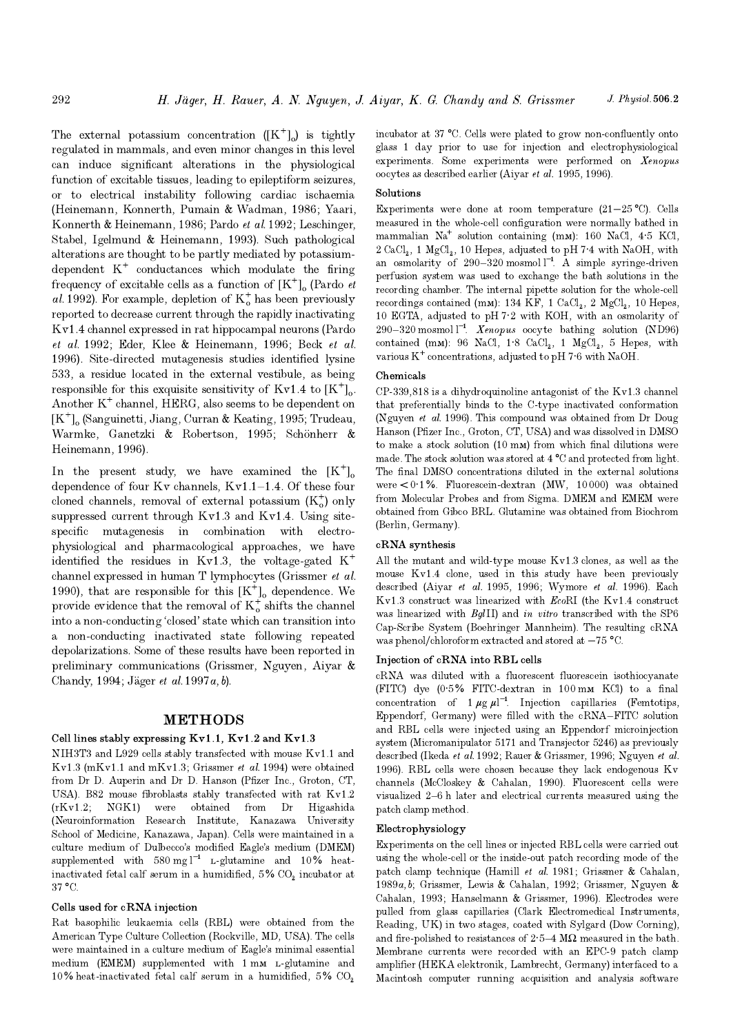The external potassium concentration ($[K^+]_o$) is tightly regulated in mammals, and even minor changes in this level can induce significant alterations in the physiological function of excitable tissues, leading to epileptiform seizures, or to electrical instability following cardiac ischaemia (Heinemann, Konnerth, Pumain & Wadman, 1986; Yaari, Konnerth & Heinemann, 1986; Pardo *et al.* 1992; Leschinger, Stabel, Igelmund & Heinemann, 1993). Such pathological alterations are thought to be partly mediated by potassium-dependent $K^+$ conductances which modulate the firing frequency of excitable cells as a function of $[K^+]_o$ (Pardo *et al.* 1992). For example, depletion of $K^+_o$ has been previously reported to decrease current through the rapidly inactivating Kv1.4 channel expressed in rat hippocampal neurons (Pardo *et al.* 1992; Eder, Klee & Heinemann, 1996; Beck *et al.* 1996). Site-directed mutagenesis studies identified lysine 533, a residue located in the external vestibule, as being responsible for this exquisite sensitivity of Kv1.4 to $[K^+]_o$. Another $K^+$ channel, HERG, also seems to be dependent on $[K^+]_o$ (Sanguinetti, Jiang, Curran & Keating, 1995; Trudeau, Warmke, Ganetzki & Robertson, 1995; Schönherr & Heinemann, 1996).

In the present study, we have examined the $[K^+]_o$ dependence of four Kv channels, Kv1.1–1.4. Of these four cloned channels, removal of external potassium ($K^+_o$) only suppressed current through Kv1.3 and Kv1.4. Using site-specific mutagenesis in combination with electrophysiological and pharmacological approaches, we have identified the residues in Kv1.3, the voltage-gated $K^+$ channel expressed in human T lymphocytes (Grissmer *et al.* 1990), that are responsible for this $[K^+]_o$ dependence. We provide evidence that the removal of $K^+_o$ shifts the channel into a non-conducting 'closed' state which can transition into a non-conducting inactivated state following repeated depolarizations. Some of these results have been reported in preliminary communications (Grissmer, Nguyen, Aiyar & Chandy, 1994; Jäger *et al.* 1997*a*, *b*).

## METHODS

### Cell lines stably expressing Kv1.1, Kv1.2 and Kv1.3

NIH3T3 and L929 cells stably transfected with mouse Kv1.1 and Kv1.3 (mKv1.1 and mKv1.3; Grissmer *et al.* 1994) were obtained from Dr D. Auperin and Dr D. Hanson (Pfizer Inc., Groton, CT, USA). B82 mouse fibroblasts stably transfected with rat Kv1.2 (rKv1.2; NGK1) were obtained from Dr Higashida (Neuroinformation Research Institute, Kanazawa University School of Medicine, Kanazawa, Japan). Cells were maintained in a culture medium of Dulbecco's modified Eagle's medium (DMEM) supplemented with 580 mg $l^{-1}$ L-glutamine and 10% heat-inactivated fetal calf serum in a humidified, 5% $CO_2$ incubator at 37 °C.

### Cells used for cRNA injection

Rat basophilic leukaemia cells (RBL) were obtained from the American Type Culture Collection (Rockville, MD, USA). The cells were maintained in a culture medium of Eagle's minimal essential medium (EMEM) supplemented with 1 mM L-glutamine and 10% heat-inactivated fetal calf serum in a humidified, 5% $CO_2$ incubator at 37 °C. Cells were plated to grow non-confluently onto glass 1 day prior to use for injection and electrophysiological experiments. Some experiments were performed on *Xenopus* oocytes as described earlier (Aiyar *et al.* 1995, 1996).

### Solutions

Experiments were done at room temperature (21–25 °C). Cells measured in the whole-cell configuration were normally bathed in mammalian $Na^+$ solution containing (mM): 160 NaCl, 4·5 KCl, 2 $CaCl_2$, 1 $MgCl_2$, 10 Hepes, adjusted to pH 7·4 with NaOH, with an osmolarity of 290–320 mosmol $l^{-1}$. A simple syringe-driven perfusion system was used to exchange the bath solutions in the recording chamber. The internal pipette solution for the whole-cell recordings contained (mM): 134 KF, 1 $CaCl_2$, 2 $MgCl_2$, 10 Hepes, 10 EGTA, adjusted to pH 7·2 with KOH, with an osmolarity of 290–320 mosmol $l^{-1}$. *Xenopus* oocyte bathing solution (ND96) contained (mM): 96 NaCl, 1·8 $CaCl_2$, 1 $MgCl_2$, 5 Hepes, with various $K^+$ concentrations, adjusted to pH 7·6 with NaOH.

### Chemicals

CP-339,818 is a dihydroquinoline antagonist of the Kv1.3 channel that preferentially binds to the C-type inactivated conformation (Nguyen *et al.* 1996). This compound was obtained from Dr Doug Hanson (Pfizer Inc., Groton, CT, USA) and was dissolved in DMSO to make a stock solution (10 mM) from which final dilutions were made. The stock solution was stored at 4 °C and protected from light. The final DMSO concentrations diluted in the external solutions were < 0·1%. Fluorescein-dextran (MW, 10000) was obtained from Molecular Probes and from Sigma. DMEM and EMEM were obtained from Gibco BRL. Glutamine was obtained from Biochrom (Berlin, Germany).

### cRNA synthesis

All the mutant and wild-type mouse Kv1.3 clones, as well as the mouse Kv1.4 clone, used in this study have been previously described (Aiyar *et al.* 1995, 1996; Wymore *et al.* 1996). Each Kv1.3 construct was linearized with *Eco*RI (the Kv1.4 construct was linearized with *Bgl*II) and *in vitro* transcribed with the SP6 Cap-Scribe System (Boehringer Mannheim). The resulting cRNA was phenol/chloroform extracted and stored at −75 °C.

### Injection of cRNA into RBL cells

cRNA was diluted with a fluorescent fluorescein isothiocyanate (FITC) dye (0·5% FITC-dextran in 100 mM KCl) to a final concentration of 1 $\mu g\ \mu l^{-1}$. Injection capillaries (Femtotips, Eppendorf, Germany) were filled with the cRNA–FITC solution and RBL cells were injected using an Eppendorf microinjection system (Micromanipulator 5171 and Transjector 5246) as previously described (Ikeda *et al.* 1992; Rauer & Grissmer, 1996; Nguyen *et al.* 1996). RBL cells were chosen because they lack endogenous Kv channels (McCloskey & Cahalan, 1990). Fluorescent cells were visualized 2–6 h later and electrical currents measured using the patch clamp method.

### Electrophysiology

Experiments on the cell lines or injected RBL cells were carried out using the whole-cell or the inside-out patch recording mode of the patch clamp technique (Hamill *et al.* 1981; Grissmer & Cahalan, 1989*a*, *b*; Grissmer, Lewis & Cahalan, 1992; Grissmer, Nguyen & Cahalan, 1993; Hanselmann & Grissmer, 1996). Electrodes were pulled from glass capillaries (Clark Electromedical Instruments, Reading, UK) in two stages, coated with Sylgard (Dow Corning), and fire-polished to resistances of 2·5–4 MΩ measured in the bath. Membrane currents were recorded with an EPC-9 patch clamp amplifier (HEKA elektronik, Lambrecht, Germany) interfaced to a Macintosh computer running acquisition and analysis software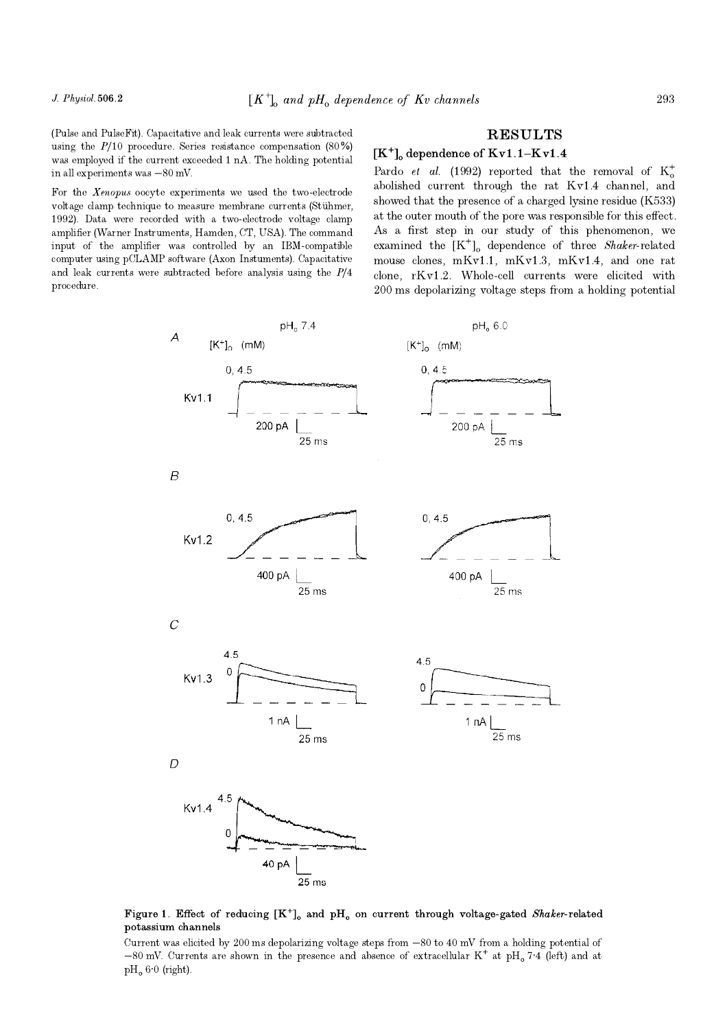(Pulse and PulseFit). Capacitative and leak currents were subtracted using the $P/10$ procedure. Series resistance compensation (80%) was employed if the current exceeded 1 nA. The holding potential in all experiments was −80 mV.

For the *Xenopus* oocyte experiments we used the two-electrode voltage clamp technique to measure membrane currents (Stühmer, 1992). Data were recorded with a two-electrode voltage clamp amplifier (Warner Instruments, Hamden, CT, USA). The command input of the amplifier was controlled by an IBM-compatible computer using pCLAMP software (Axon Instuments). Capacitative and leak currents were subtracted before analysis using the $P/4$ procedure.

## RESULTS

### $[K^+]_o$ dependence of Kv1.1–Kv1.4

Pardo *et al.* (1992) reported that the removal of $K^+_o$ abolished current through the rat Kv1.4 channel, and showed that the presence of a charged lysine residue (K533) at the outer mouth of the pore was responsible for this effect. As a first step in our study of this phenomenon, we examined the $[K^+]_o$ dependence of three *Shaker*-related mouse clones, mKv1.1, mKv1.3, mKv1.4, and one rat clone, rKv1.2. Whole-cell currents were elicited with 200 ms depolarizing voltage steps from a holding potential

**Figure 1. Effect of reducing $[K^+]_o$ and $pH_o$ on current through voltage-gated *Shaker*-related potassium channels**

Current was elicited by 200 ms depolarizing voltage steps from −80 to 40 mV from a holding potential of −80 mV. Currents are shown in the presence and absence of extracellular $K^+$ at $pH_o$ 7·4 (left) and at $pH_o$ 6·0 (right).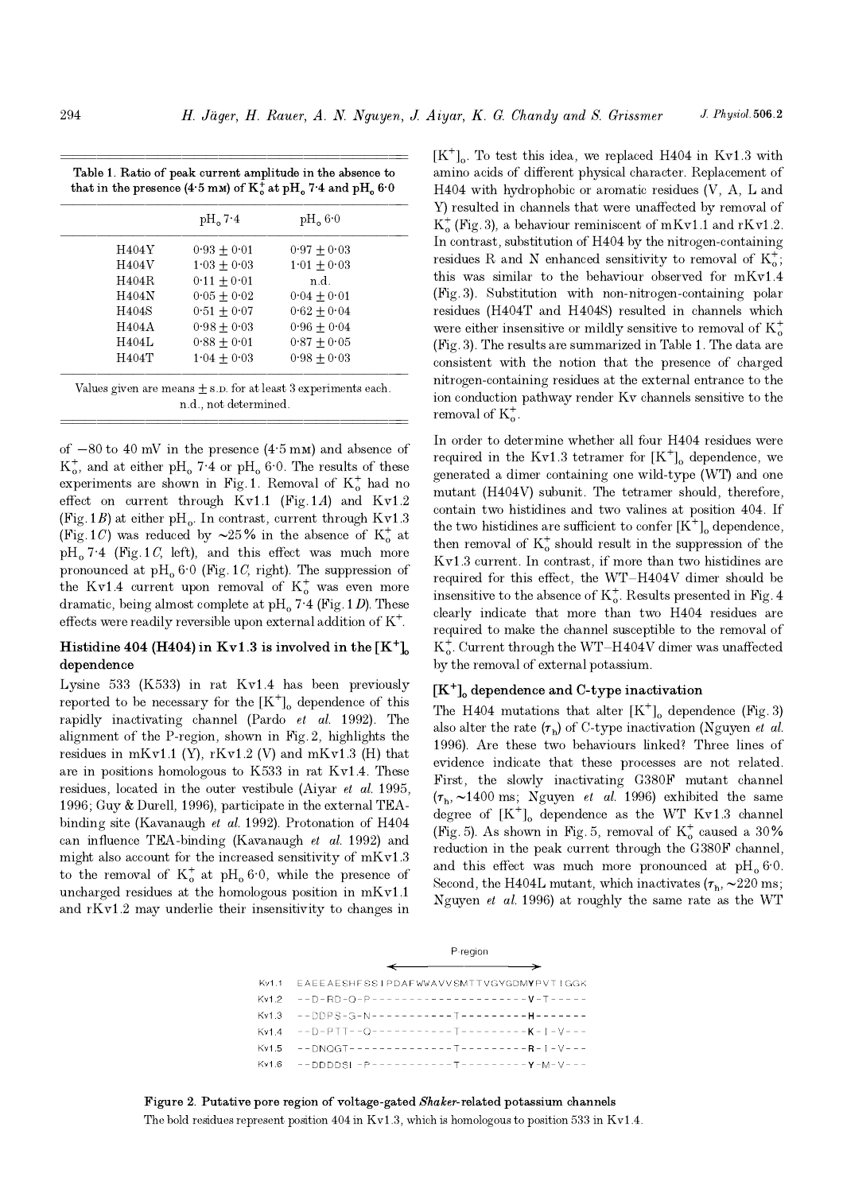Table 1. Ratio of peak current amplitude in the absence to that in the presence (4·5 mM) of $K_o^+$ at $pH_o$ 7·4 and $pH_o$ 6·0

| | $pH_o$ 7·4 | $pH_o$ 6·0 |
|---|---|---|
| H404Y | 0·93 ± 0·01 | 0·97 ± 0·03 |
| H404V | 1·03 ± 0·03 | 1·01 ± 0·03 |
| H404R | 0·11 ± 0·01 | n.d. |
| H404N | 0·05 ± 0·02 | 0·04 ± 0·01 |
| H404S | 0·51 ± 0·07 | 0·62 ± 0·04 |
| H404A | 0·98 ± 0·03 | 0·96 ± 0·04 |
| H404L | 0·88 ± 0·01 | 0·87 ± 0·05 |
| H404T | 1·04 ± 0·03 | 0·98 ± 0·03 |

Values given are means ± S.D. for at least 3 experiments each. n.d., not determined.

of −80 to 40 mV in the presence (4·5 mM) and absence of $K_o^+$, and at either $pH_o$ 7·4 or $pH_o$ 6·0. The results of these experiments are shown in Fig. 1. Removal of $K_o^+$ had no effect on current through Kv1.1 (Fig. 1*A*) and Kv1.2 (Fig. 1*B*) at either $pH_o$. In contrast, current through Kv1.3 (Fig. 1*C*) was reduced by ~25% in the absence of $K_o^+$ at $pH_o$ 7·4 (Fig. 1*C*, left), and this effect was much more pronounced at $pH_o$ 6·0 (Fig. 1*C*, right). The suppression of the Kv1.4 current upon removal of $K_o^+$ was even more dramatic, being almost complete at $pH_o$ 7·4 (Fig. 1*D*). These effects were readily reversible upon external addition of $K^+$.

## Histidine 404 (H404) in Kv1.3 is involved in the $[K^+]_o$ dependence

Lysine 533 (K533) in rat Kv1.4 has been previously reported to be necessary for the $[K^+]_o$ dependence of this rapidly inactivating channel (Pardo *et al.* 1992). The alignment of the P-region, shown in Fig. 2, highlights the residues in mKv1.1 (Y), rKv1.2 (V) and mKv1.3 (H) that are in positions homologous to K533 in rat Kv1.4. These residues, located in the outer vestibule (Aiyar *et al.* 1995, 1996; Guy & Durell, 1996), participate in the external TEA-binding site (Kavanaugh *et al.* 1992). Protonation of H404 can influence TEA-binding (Kavanaugh *et al.* 1992) and might also account for the increased sensitivity of mKv1.3 to the removal of $K_o^+$ at $pH_o$ 6·0, while the presence of uncharged residues at the homologous position in mKv1.1 and rKv1.2 may underlie their insensitivity to changes in $[K^+]_o$. To test this idea, we replaced H404 in Kv1.3 with amino acids of different physical character. Replacement of H404 with hydrophobic or aromatic residues (V, A, L and Y) resulted in channels that were unaffected by removal of $K_o^+$ (Fig. 3), a behaviour reminiscent of mKv1.1 and rKv1.2. In contrast, substitution of H404 by the nitrogen-containing residues R and N enhanced sensitivity to removal of $K_o^+$; this was similar to the behaviour observed for mKv1.4 (Fig. 3). Substitution with non-nitrogen-containing polar residues (H404T and H404S) resulted in channels which were either insensitive or mildly sensitive to removal of $K_o^+$ (Fig. 3). The results are summarized in Table 1. The data are consistent with the notion that the presence of charged nitrogen-containing residues at the external entrance to the ion conduction pathway render Kv channels sensitive to the removal of $K_o^+$.

In order to determine whether all four H404 residues were required in the Kv1.3 tetramer for $[K^+]_o$ dependence, we generated a dimer containing one wild-type (WT) and one mutant (H404V) subunit. The tetramer should, therefore, contain two histidines and two valines at position 404. If the two histidines are sufficient to confer $[K^+]_o$ dependence, then removal of $K_o^+$ should result in the suppression of the Kv1.3 current. In contrast, if more than two histidines are required for this effect, the WT–H404V dimer should be insensitive to the absence of $K_o^+$. Results presented in Fig. 4 clearly indicate that more than two H404 residues are required to make the channel susceptible to the removal of $K_o^+$. Current through the WT–H404V dimer was unaffected by the removal of external potassium.

## $[K^+]_o$ dependence and C-type inactivation

The H404 mutations that alter $[K^+]_o$ dependence (Fig. 3) also alter the rate ($\tau_h$) of C-type inactivation (Nguyen *et al.* 1996). Are these two behaviours linked? Three lines of evidence indicate that these processes are not related. First, the slowly inactivating G380F mutant channel ($\tau_h$, ~1400 ms; Nguyen *et al.* 1996) exhibited the same degree of $[K^+]_o$ dependence as the WT Kv1.3 channel (Fig. 5). As shown in Fig. 5, removal of $K_o^+$ caused a 30% reduction in the peak current through the G380F channel, and this effect was much more pronounced at $pH_o$ 6·0. Second, the H404L mutant, which inactivates ($\tau_h$, ~220 ms; Nguyen *et al.* 1996) at roughly the same rate as the WT

```
                              P-region
                 <------------------------------------->
Kv1.1  EAEEAESHFSSIPDAFWWAVVSMTTVGYGDMYPVTIGGK
Kv1.2  --D-RD-Q-P--------------------V-T-----
Kv1.3  --DDPS-G-N-----------T---------H-------
Kv1.4  --D-PTT--Q-----------T---------K-I-V---
Kv1.5  --DNQGT--------------T---------R-I-V---
Kv1.6  --DDDDSI-P-----------T---------Y-M-V---
```

**Figure 2. Putative pore region of voltage-gated *Shaker*-related potassium channels**

The bold residues represent position 404 in Kv1.3, which is homologous to position 533 in Kv1.4.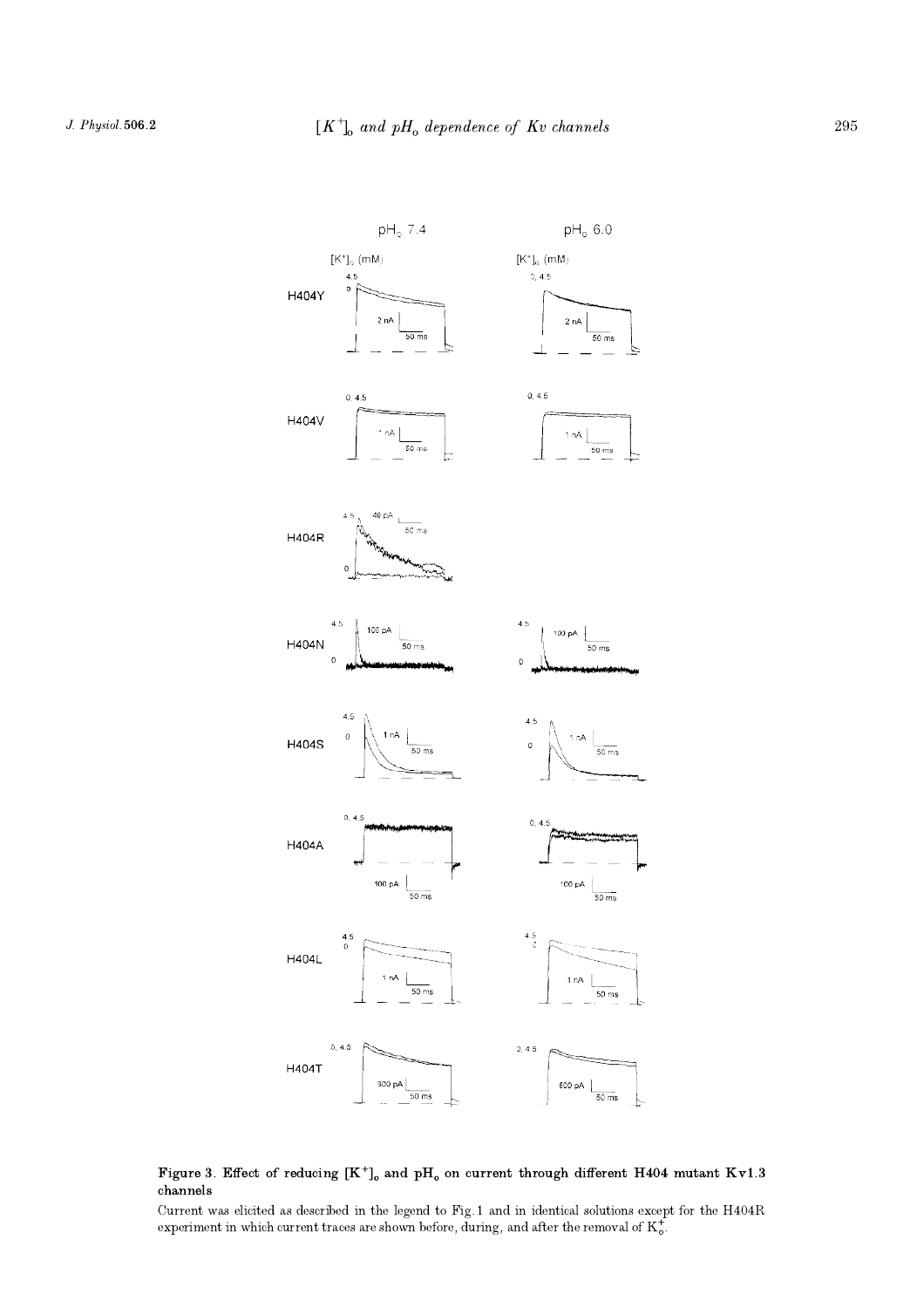**Figure 3. Effect of reducing $[K^+]_o$ and $pH_o$ on current through different H404 mutant Kv1.3 channels**

Current was elicited as described in the legend to Fig. 1 and in identical solutions except for the H404R experiment in which current traces are shown before, during, and after the removal of $K_o^+$.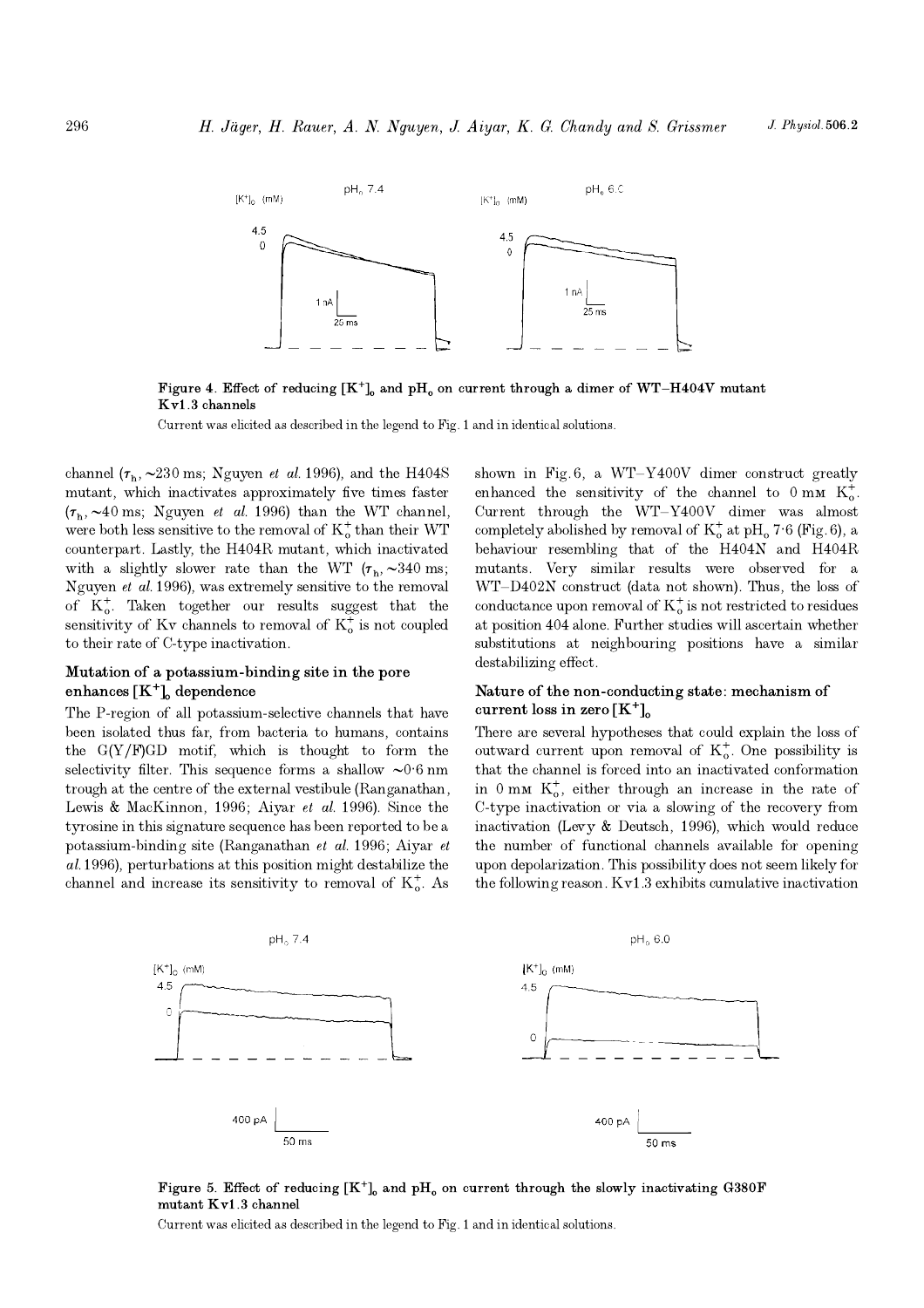**Figure 4. Effect of reducing $[K^+]_o$ and $pH_o$ on current through a dimer of WT–H404V mutant Kv1.3 channels**

Current was elicited as described in the legend to Fig. 1 and in identical solutions.

channel ($\tau_h$, ~230 ms; Nguyen *et al.* 1996), and the H404S mutant, which inactivates approximately five times faster ($\tau_h$, ~40 ms; Nguyen *et al.* 1996) than the WT channel, were both less sensitive to the removal of $K_o^+$ than their WT counterpart. Lastly, the H404R mutant, which inactivated with a slightly slower rate than the WT ($\tau_h$, ~340 ms; Nguyen *et al.* 1996), was extremely sensitive to the removal of $K_o^+$. Taken together our results suggest that the sensitivity of Kv channels to removal of $K_o^+$ is not coupled to their rate of C-type inactivation.

### Mutation of a potassium-binding site in the pore enhances $[K^+]_o$ dependence

The P-region of all potassium-selective channels that have been isolated thus far, from bacteria to humans, contains the G(Y/F)GD motif, which is thought to form the selectivity filter. This sequence forms a shallow ~0·6 nm trough at the centre of the external vestibule (Ranganathan, Lewis & MacKinnon, 1996; Aiyar *et al.* 1996). Since the tyrosine in this signature sequence has been reported to be a potassium-binding site (Ranganathan *et al.* 1996; Aiyar *et al.* 1996), perturbations at this position might destabilize the channel and increase its sensitivity to removal of $K_o^+$. As shown in Fig. 6, a WT–Y400V dimer construct greatly enhanced the sensitivity of the channel to 0 mM $K_o^+$. Current through the WT–Y400V dimer was almost completely abolished by removal of $K_o^+$ at $pH_o$ 7·6 (Fig. 6), a behaviour resembling that of the H404N and H404R mutants. Very similar results were observed for a WT–D402N construct (data not shown). Thus, the loss of conductance upon removal of $K_o^+$ is not restricted to residues at position 404 alone. Further studies will ascertain whether substitutions at neighbouring positions have a similar destabilizing effect.

### Nature of the non-conducting state: mechanism of current loss in zero $[K^+]_o$

There are several hypotheses that could explain the loss of outward current upon removal of $K_o^+$. One possibility is that the channel is forced into an inactivated conformation in 0 mM $K_o^+$, either through an increase in the rate of C-type inactivation or via a slowing of the recovery from inactivation (Levy & Deutsch, 1996), which would reduce the number of functional channels available for opening upon depolarization. This possibility does not seem likely for the following reason. Kv1.3 exhibits cumulative inactivation

**Figure 5. Effect of reducing $[K^+]_o$ and $pH_o$ on current through the slowly inactivating G380F mutant Kv1.3 channel**

Current was elicited as described in the legend to Fig. 1 and in identical solutions.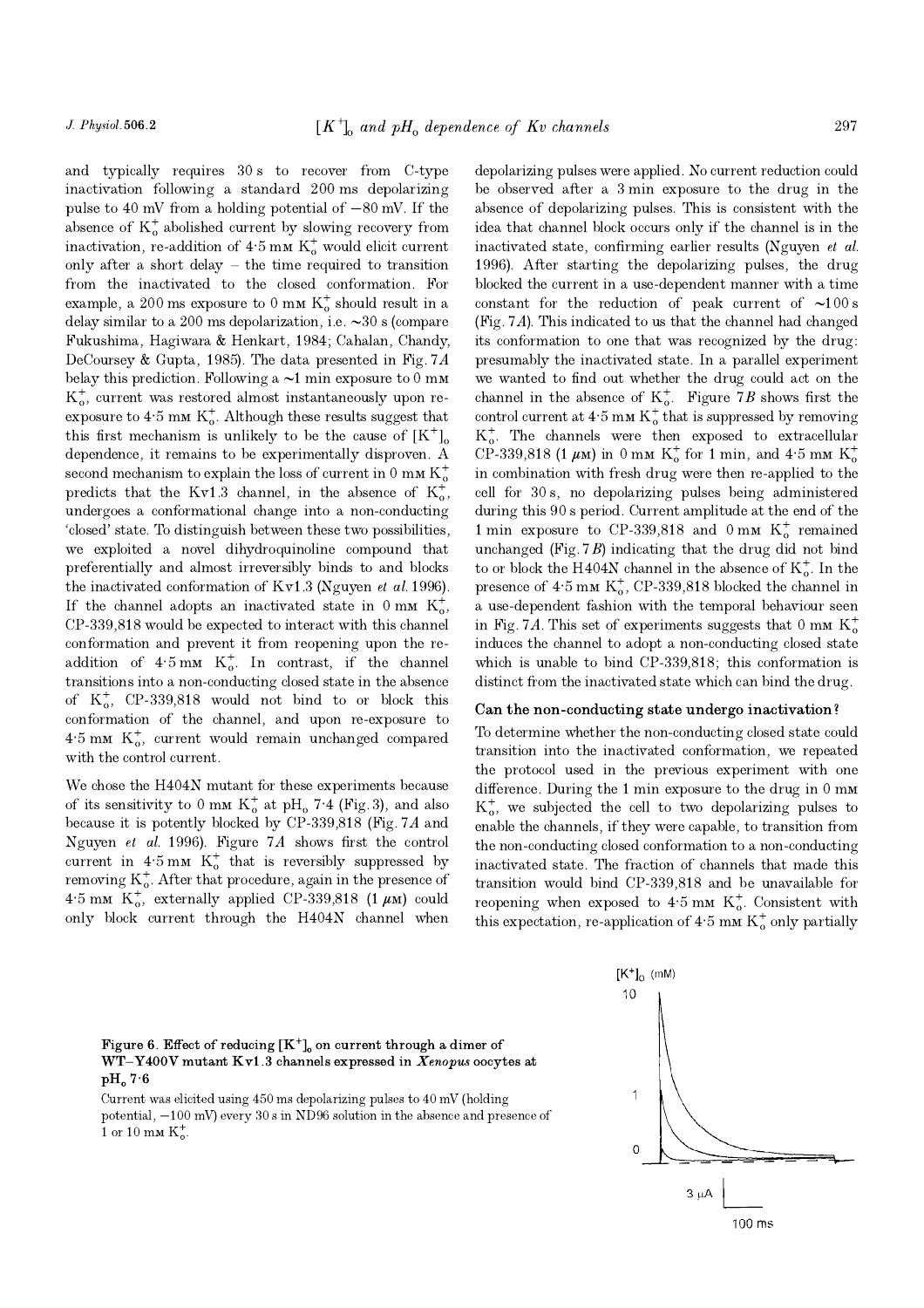and typically requires 30 s to recover from C-type inactivation following a standard 200 ms depolarizing pulse to 40 mV from a holding potential of −80 mV. If the absence of $K_o^+$ abolished current by slowing recovery from inactivation, re-addition of 4·5 mM $K_o^+$ would elicit current only after a short delay – the time required to transition from the inactivated to the closed conformation. For example, a 200 ms exposure to 0 mM $K_o^+$ should result in a delay similar to a 200 ms depolarization, i.e. ~30 s (compare Fukushima, Hagiwara & Henkart, 1984; Cahalan, Chandy, DeCoursey & Gupta, 1985). The data presented in Fig. 7*A* belay this prediction. Following a ~1 min exposure to 0 mM $K_o^+$, current was restored almost instantaneously upon re-exposure to 4·5 mM $K_o^+$. Although these results suggest that this first mechanism is unlikely to be the cause of $[K^+]_o$ dependence, it remains to be experimentally disproven. A second mechanism to explain the loss of current in 0 mM $K_o^+$ predicts that the Kv1.3 channel, in the absence of $K_o^+$, undergoes a conformational change into a non-conducting 'closed' state. To distinguish between these two possibilities, we exploited a novel dihydroquinoline compound that preferentially and almost irreversibly binds to and blocks the inactivated conformation of Kv1.3 (Nguyen *et al.* 1996). If the channel adopts an inactivated state in 0 mM $K_o^+$, CP-339,818 would be expected to interact with this channel conformation and prevent it from reopening upon the re-addition of 4·5 mM $K_o^+$. In contrast, if the channel transitions into a non-conducting closed state in the absence of $K_o^+$, CP-339,818 would not bind to or block this conformation of the channel, and upon re-exposure to 4·5 mM $K_o^+$, current would remain unchanged compared with the control current.

We chose the H404N mutant for these experiments because of its sensitivity to 0 mM $K_o^+$ at $pH_o$ 7·4 (Fig. 3), and also because it is potently blocked by CP-339,818 (Fig. 7*A* and Nguyen *et al.* 1996). Figure 7*A* shows first the control current in 4·5 mM $K_o^+$ that is reversibly suppressed by removing $K_o^+$. After that procedure, again in the presence of 4·5 mM $K_o^+$, externally applied CP-339,818 (1 μM) could only block current through the H404N channel when depolarizing pulses were applied. No current reduction could be observed after a 3 min exposure to the drug in the absence of depolarizing pulses. This is consistent with the idea that channel block occurs only if the channel is in the inactivated state, confirming earlier results (Nguyen *et al.* 1996). After starting the depolarizing pulses, the drug blocked the current in a use-dependent manner with a time constant for the reduction of peak current of ~100 s (Fig. 7*A*). This indicated to us that the channel had changed its conformation to one that was recognized by the drug: presumably the inactivated state. In a parallel experiment we wanted to find out whether the drug could act on the channel in the absence of $K_o^+$. Figure 7*B* shows first the control current at 4·5 mM $K_o^+$ that is suppressed by removing $K_o^+$. The channels were then exposed to extracellular CP-339,818 (1 μM) in 0 mM $K_o^+$ for 1 min, and 4·5 mM $K_o^+$ in combination with fresh drug were then re-applied to the cell for 30 s, no depolarizing pulses being administered during this 90 s period. Current amplitude at the end of the 1 min exposure to CP-339,818 and 0 mM $K_o^+$ remained unchanged (Fig. 7*B*) indicating that the drug did not bind to or block the H404N channel in the absence of $K_o^+$. In the presence of 4·5 mM $K_o^+$, CP-339,818 blocked the channel in a use-dependent fashion with the temporal behaviour seen in Fig. 7*A*. This set of experiments suggests that 0 mM $K_o^+$ induces the channel to adopt a non-conducting closed state which is unable to bind CP-339,818; this conformation is distinct from the inactivated state which can bind the drug.

### Can the non-conducting state undergo inactivation?

To determine whether the non-conducting closed state could transition into the inactivated conformation, we repeated the protocol used in the previous experiment with one difference. During the 1 min exposure to the drug in 0 mM $K_o^+$, we subjected the cell to two depolarizing pulses to enable the channels, if they were capable, to transition from the non-conducting closed conformation to a non-conducting inactivated state. The fraction of channels that made this transition would bind CP-339,818 and be unavailable for reopening when exposed to 4·5 mM $K_o^+$. Consistent with this expectation, re-application of 4·5 mM $K_o^+$ only partially

**Figure 6. Effect of reducing $[K^+]_o$ on current through a dimer of WT–Y400V mutant Kv1.3 channels expressed in *Xenopus* oocytes at $pH_o$ 7·6**

Current was elicited using 450 ms depolarizing pulses to 40 mV (holding potential, −100 mV) every 30 s in ND96 solution in the absence and presence of 1 or 10 mM $K_o^+$.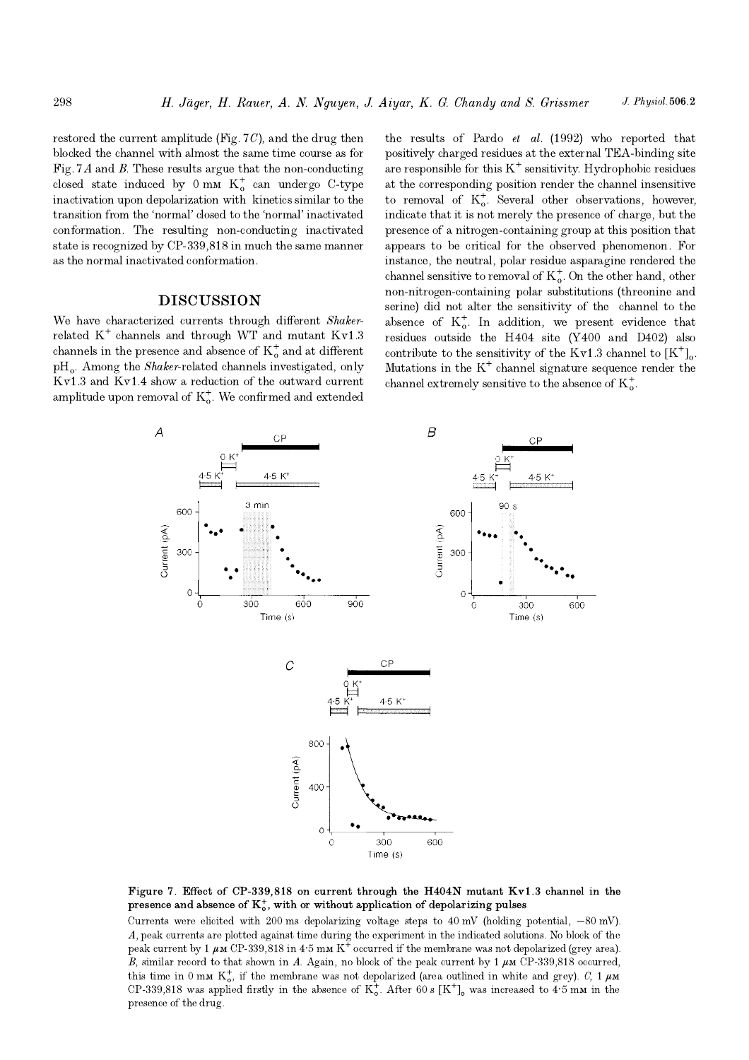restored the current amplitude (Fig. 7*C*), and the drug then blocked the channel with almost the same time course as for Fig. 7*A* and *B*. These results argue that the non-conducting closed state induced by 0 mM $K^+_o$ can undergo C-type inactivation upon depolarization with kinetics similar to the transition from the 'normal' closed to the 'normal' inactivated conformation. The resulting non-conducting inactivated state is recognized by CP-339,818 in much the same manner as the normal inactivated conformation.

## DISCUSSION

We have characterized currents through different *Shaker*-related $K^+$ channels and through WT and mutant Kv1.3 channels in the presence and absence of $K^+_o$ and at different $pH_o$. Among the *Shaker*-related channels investigated, only Kv1.3 and Kv1.4 show a reduction of the outward current amplitude upon removal of $K^+_o$. We confirmed and extended the results of Pardo *et al.* (1992) who reported that positively charged residues at the external TEA-binding site are responsible for this $K^+$ sensitivity. Hydrophobic residues at the corresponding position render the channel insensitive to removal of $K^+_o$. Several other observations, however, indicate that it is not merely the presence of charge, but the presence of a nitrogen-containing group at this position that appears to be critical for the observed phenomenon. For instance, the neutral, polar residue asparagine rendered the channel sensitive to removal of $K^+_o$. On the other hand, other non-nitrogen-containing polar substitutions (threonine and serine) did not alter the sensitivity of the channel to the absence of $K^+_o$. In addition, we present evidence that residues outside the H404 site (Y400 and D402) also contribute to the sensitivity of the Kv1.3 channel to $[K^+]_o$. Mutations in the $K^+$ channel signature sequence render the channel extremely sensitive to the absence of $K^+_o$.

**Figure 7. Effect of CP-339,818 on current through the H404N mutant Kv1.3 channel in the presence and absence of $K^+_o$, with or without application of depolarizing pulses**

Currents were elicited with 200 ms depolarizing voltage steps to 40 mV (holding potential, −80 mV). *A*, peak currents are plotted against time during the experiment in the indicated solutions. No block of the peak current by 1 μM CP-339,818 in 4·5 mM $K^+$ occurred if the membrane was not depolarized (grey area). *B*, similar record to that shown in *A*. Again, no block of the peak current by 1 μM CP-339,818 occurred, this time in 0 mM $K^+_o$, if the membrane was not depolarized (area outlined in white and grey). *C*, 1 μM CP-339,818 was applied firstly in the absence of $K^+_o$. After 60 s $[K^+]_o$ was increased to 4·5 mM in the presence of the drug.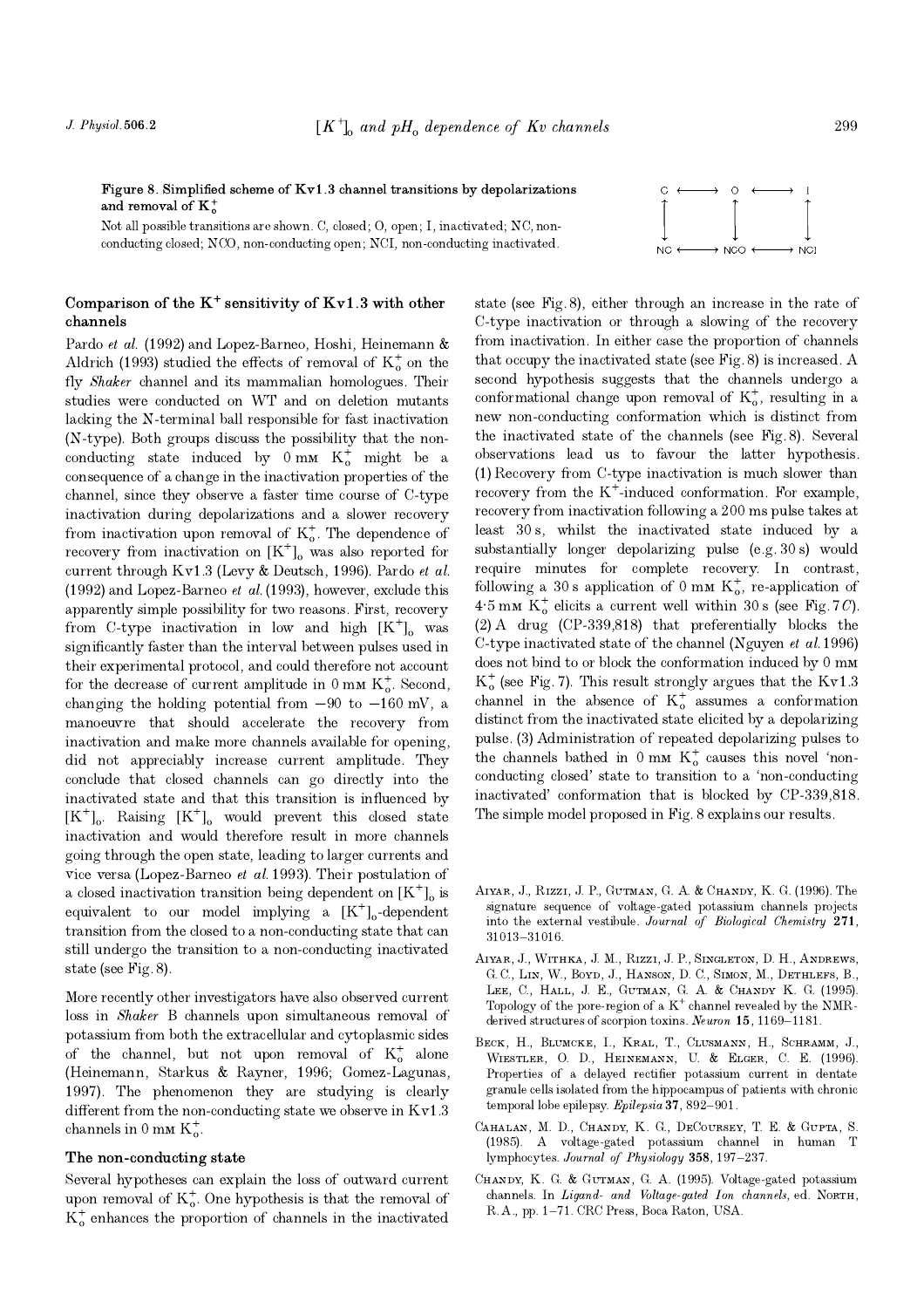**Figure 8. Simplified scheme of Kv1.3 channel transitions by depolarizations and removal of $K^+_o$**

Not all possible transitions are shown. C, closed; O, open; I, inactivated; NC, non-conducting closed; NCO, non-conducting open; NCI, non-conducting inactivated.

```
C  <------>  O  <------>  I
^            ^            ^
|            |            |
v            v            v
NC <------> NCO <------> NCI
```

### Comparison of the $K^+$ sensitivity of Kv1.3 with other channels

Pardo *et al.* (1992) and Lopez-Barneo, Hoshi, Heinemann & Aldrich (1993) studied the effects of removal of $K^+_o$ on the fly *Shaker* channel and its mammalian homologues. Their studies were conducted on WT and on deletion mutants lacking the N-terminal ball responsible for fast inactivation (N-type). Both groups discuss the possibility that the non-conducting state induced by 0 mM $K^+_o$ might be a consequence of a change in the inactivation properties of the channel, since they observe a faster time course of C-type inactivation during depolarizations and a slower recovery from inactivation upon removal of $K^+_o$. The dependence of recovery from inactivation on $[K^+]_o$ was also reported for current through Kv1.3 (Levy & Deutsch, 1996). Pardo *et al.* (1992) and Lopez-Barneo *et al.* (1993), however, exclude this apparently simple possibility for two reasons. First, recovery from C-type inactivation in low and high $[K^+]_o$ was significantly faster than the interval between pulses used in their experimental protocol, and could therefore not account for the decrease of current amplitude in 0 mM $K^+_o$. Second, changing the holding potential from −90 to −160 mV, a manoeuvre that should accelerate the recovery from inactivation and make more channels available for opening, did not appreciably increase current amplitude. They conclude that closed channels can go directly into the inactivated state and that this transition is influenced by $[K^+]_o$. Raising $[K^+]_o$ would prevent this closed state inactivation and would therefore result in more channels going through the open state, leading to larger currents and vice versa (Lopez-Barneo *et al.* 1993). Their postulation of a closed inactivation transition being dependent on $[K^+]_o$ is equivalent to our model implying a $[K^+]_o$-dependent transition from the closed to a non-conducting state that can still undergo the transition to a non-conducting inactivated state (see Fig. 8).

More recently other investigators have also observed current loss in *Shaker* B channels upon simultaneous removal of potassium from both the extracellular and cytoplasmic sides of the channel, but not upon removal of $K^+_o$ alone (Heinemann, Starkus & Rayner, 1996; Gomez-Lagunas, 1997). The phenomenon they are studying is clearly different from the non-conducting state we observe in Kv1.3 channels in 0 mM $K^+_o$.

### The non-conducting state

Several hypotheses can explain the loss of outward current upon removal of $K^+_o$. One hypothesis is that the removal of $K^+_o$ enhances the proportion of channels in the inactivated state (see Fig. 8), either through an increase in the rate of C-type inactivation or through a slowing of the recovery from inactivation. In either case the proportion of channels that occupy the inactivated state (see Fig. 8) is increased. A second hypothesis suggests that the channels undergo a conformational change upon removal of $K^+_o$, resulting in a new non-conducting conformation which is distinct from the inactivated state of the channels (see Fig. 8). Several observations lead us to favour the latter hypothesis. (1) Recovery from C-type inactivation is much slower than recovery from the $K^+$-induced conformation. For example, recovery from inactivation following a 200 ms pulse takes at least 30 s, whilst the inactivated state induced by a substantially longer depolarizing pulse (e.g. 30 s) would require minutes for complete recovery. In contrast, following a 30 s application of 0 mM $K^+_o$, re-application of 4·5 mM $K^+_o$ elicits a current well within 30 s (see Fig. 7*C*). (2) A drug (CP-339,818) that preferentially blocks the C-type inactivated state of the channel (Nguyen *et al.* 1996) does not bind to or block the conformation induced by 0 mM $K^+_o$ (see Fig. 7). This result strongly argues that the Kv1.3 channel in the absence of $K^+_o$ assumes a conformation distinct from the inactivated state elicited by a depolarizing pulse. (3) Administration of repeated depolarizing pulses to the channels bathed in 0 mM $K^+_o$ causes this novel 'non-conducting closed' state to transition to a 'non-conducting inactivated' conformation that is blocked by CP-339,818. The simple model proposed in Fig. 8 explains our results.

Aiyar, J., Rizzi, J. P., Gutman, G. A. & Chandy, K. G. (1996). The signature sequence of voltage-gated potassium channels projects into the external vestibule. *Journal of Biological Chemistry* **271**, 31013–31016.

Aiyar, J., Withka, J. M., Rizzi, J. P., Singleton, D. H., Andrews, G. C., Lin, W., Boyd, J., Hanson, D. C., Simon, M., Dethlefs, B., Lee, C., Hall, J. E., Gutman, G. A. & Chandy K. G. (1995). Topology of the pore-region of a $K^+$ channel revealed by the NMR-derived structures of scorpion toxins. *Neuron* **15**, 1169–1181.

Beck, H., Blumcke, I., Kral, T., Clusmann, H., Schramm, J., Wiestler, O. D., Heinemann, U. & Elger, C. E. (1996). Properties of a delayed rectifier potassium current in dentate granule cells isolated from the hippocampus of patients with chronic temporal lobe epilepsy. *Epilepsia* **37**, 892–901.

Cahalan, M. D., Chandy, K. G., DeCoursey, T. E. & Gupta, S. (1985). A voltage-gated potassium channel in human T lymphocytes. *Journal of Physiology* **358**, 197–237.

Chandy, K. G. & Gutman, G. A. (1995). Voltage-gated potassium channels. In *Ligand- and Voltage-gated Ion channels*, ed. North, R. A., pp. 1–71. CRC Press, Boca Raton, USA.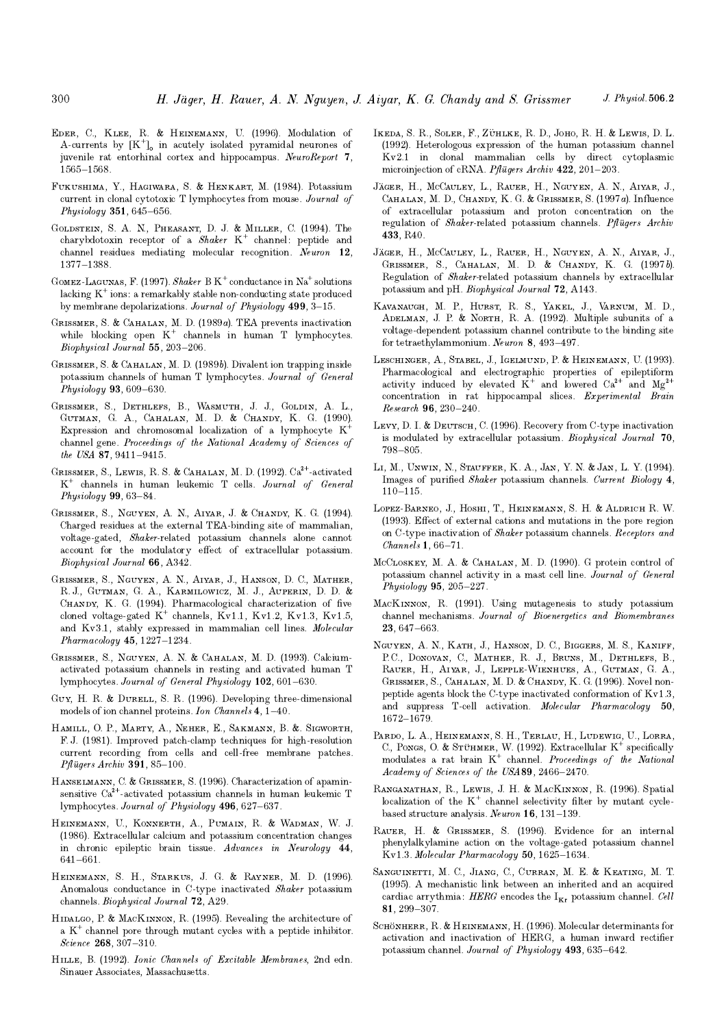Eder, C., Klee, R. & Heinemann, U. (1996). Modulation of A-currents by $[K^+]_o$ in acutely isolated pyramidal neurones of juvenile rat entorhinal cortex and hippocampus. *NeuroReport* **7**, 1565–1568.

Fukushima, Y., Hagiwara, S. & Henkart, M. (1984). Potassium current in clonal cytotoxic T lymphocytes from mouse. *Journal of Physiology* **351**, 645–656.

Goldstein, S. A. N., Pheasant, D. J. & Miller, C. (1994). The charybdotoxin receptor of a *Shaker* $K^+$ channel: peptide and channel residues mediating molecular recognition. *Neuron* **12**, 1377–1388.

Gomez-Lagunas, F. (1997). *Shaker* B $K^+$ conductance in $Na^+$ solutions lacking $K^+$ ions: a remarkably stable non-conducting state produced by membrane depolarizations. *Journal of Physiology* **499**, 3–15.

Grissmer, S. & Cahalan, M. D. (1989*a*). TEA prevents inactivation while blocking open $K^+$ channels in human T lymphocytes. *Biophysical Journal* **55**, 203–206.

Grissmer, S. & Cahalan, M. D. (1989*b*). Divalent ion trapping inside potassium channels of human T lymphocytes. *Journal of General Physiology* **93**, 609–630.

Grissmer, S., Dethlefs, B., Wasmuth, J. J., Goldin, A. L., Gutman, G. A., Cahalan, M. D. & Chandy, K. G. (1990). Expression and chromosomal localization of a lymphocyte $K^+$ channel gene. *Proceedings of the National Academy of Sciences of the USA* **87**, 9411–9415.

Grissmer, S., Lewis, R. S. & Cahalan, M. D. (1992). $Ca^{2+}$-activated $K^+$ channels in human leukemic T cells. *Journal of General Physiology* **99**, 63–84.

Grissmer, S., Nguyen, A. N., Aiyar, J. & Chandy, K. G. (1994). Charged residues at the external TEA-binding site of mammalian, voltage-gated, *Shaker*-related potassium channels alone cannot account for the modulatory effect of extracellular potassium. *Biophysical Journal* **66**, A342.

Grissmer, S., Nguyen, A. N., Aiyar, J., Hanson, D. C., Mather, R. J., Gutman, G. A., Karmilowicz, M. J., Auperin, D. D. & Chandy, K. G. (1994). Pharmacological characterization of five cloned voltage-gated $K^+$ channels, Kv1.1, Kv1.2, Kv1.3, Kv1.5, and Kv3.1, stably expressed in mammalian cell lines. *Molecular Pharmacology* **45**, 1227–1234.

Grissmer, S., Nguyen, A. N. & Cahalan, M. D. (1993). Calcium-activated potassium channels in resting and activated human T lymphocytes. *Journal of General Physiology* **102**, 601–630.

Guy, H. R. & Durell, S. R. (1996). Developing three-dimensional models of ion channel proteins. *Ion Channels* **4**, 1–40.

Hamill, O. P., Marty, A., Neher, E., Sakmann, B. &. Sigworth, F. J. (1981). Improved patch-clamp techniques for high-resolution current recording from cells and cell-free membrane patches. *Pflügers Archiv* **391**, 85–100.

Hanselmann, C. & Grissmer, S. (1996). Characterization of apamin-sensitive $Ca^{2+}$-activated potassium channels in human leukemic T lymphocytes. *Journal of Physiology* **496**, 627–637.

Heinemann, U., Konnerth, A., Pumain, R. & Wadman, W. J. (1986). Extracellular calcium and potassium concentration changes in chronic epileptic brain tissue. *Advances in Neurology* **44**, 641–661.

Heinemann, S. H., Starkus, J. G. & Rayner, M. D. (1996). Anomalous conductance in C-type inactivated *Shaker* potassium channels. *Biophysical Journal* **72**, A29.

Hidalgo, P. & MacKinnon, R. (1995). Revealing the architecture of a $K^+$ channel pore through mutant cycles with a peptide inhibitor. *Science* **268**, 307–310.

Hille, B. (1992). *Ionic Channels of Excitable Membranes*, 2nd edn. Sinauer Associates, Massachusetts.

Ikeda, S. R., Soler, F., Zühlke, R. D., Joho, R. H. & Lewis, D. L. (1992). Heterologous expression of the human potassium channel Kv2.1 in clonal mammalian cells by direct cytoplasmic microinjection of cRNA. *Pflügers Archiv* **422**, 201–203.

Jäger, H., McCauley, L., Rauer, H., Nguyen, A. N., Aiyar, J., Cahalan, M. D., Chandy, K. G. & Grissmer, S. (1997*a*). Influence of extracellular potassium and proton concentration on the regulation of *Shaker*-related potassium channels. *Pflügers Archiv* **433**, R40.

Jäger, H., McCauley, L., Rauer, H., Nguyen, A. N., Aiyar, J., Grissmer, S., Cahalan, M. D. & Chandy, K. G. (1997*b*). Regulation of *Shaker*-related potassium channels by extracellular potassium and pH. *Biophysical Journal* **72**, A143.

Kavanaugh, M. P., Hurst, R. S., Yakel, J., Varnum, M. D., Adelman, J. P. & North, R. A. (1992). Multiple subunits of a voltage-dependent potassium channel contribute to the binding site for tetraethylammonium. *Neuron* **8**, 493–497.

Leschinger, A., Stabel, J., Igelmund, P. & Heinemann, U. (1993). Pharmacological and electrographic properties of epileptiform activity induced by elevated $K^+$ and lowered $Ca^{2+}$ and $Mg^{2+}$ concentration in rat hippocampal slices. *Experimental Brain Research* **96**, 230–240.

Levy, D. I. & Deutsch, C. (1996). Recovery from C-type inactivation is modulated by extracellular potassium. *Biophysical Journal* **70**, 798–805.

Li, M., Unwin, N., Stauffer, K. A., Jan, Y. N. & Jan, L. Y. (1994). Images of purified *Shaker* potassium channels. *Current Biology* **4**, 110–115.

Lopez-Barneo, J., Hoshi, T., Heinemann, S. H. & Aldrich R. W. (1993). Effect of external cations and mutations in the pore region on C-type inactivation of *Shaker* potassium channels. *Receptors and Channels* **1**, 66–71.

McCloskey, M. A. & Cahalan, M. D. (1990). G protein control of potassium channel activity in a mast cell line. *Journal of General Physiology* **95**, 205–227.

MacKinnon, R. (1991). Using mutagenesis to study potassium channel mechanisms. *Journal of Bioenergetics and Biomembranes* **23**, 647–663.

Nguyen, A. N., Kath, J., Hanson, D. C., Biggers, M. S., Kaniff, P.C., Donovan, C., Mather, R. J., Bruns, M., Dethlefs, B., Rauer, H., Aiyar, J., Lepple-Wienhues, A., Gutman, G. A., Grissmer, S., Cahalan, M. D. & Chandy, K. G. (1996). Novel non-peptide agents block the C-type inactivated conformation of Kv1.3, and suppress T-cell activation. *Molecular Pharmacology* **50**, 1672–1679.

Pardo, L. A., Heinemann, S. H., Terlau, H., Ludewig, U., Lorra, C., Pongs, O. & Stühmer, W. (1992). Extracellular $K^+$ specifically modulates a rat brain $K^+$ channel. *Proceedings of the National Academy of Sciences of the USA* **89**, 2466–2470.

Ranganathan, R., Lewis, J. H. & MacKinnon, R. (1996). Spatial localization of the $K^+$ channel selectivity filter by mutant cycle-based structure analysis. *Neuron* **16**, 131–139.

Rauer, H. & Grissmer, S. (1996). Evidence for an internal phenylalkylamine action on the voltage-gated potassium channel Kv1.3. *Molecular Pharmacology* **50**, 1625–1634.

Sanguinetti, M. C., Jiang, C., Curran, M. E. & Keating, M. T. (1995). A mechanistic link between an inherited and an acquired cardiac arrythmia: *HERG* encodes the $I_{Kr}$ potassium channel. *Cell* **81**, 299–307.

Schönherr, R. & Heinemann, H. (1996). Molecular determinants for activation and inactivation of HERG, a human inward rectifier potassium channel. *Journal of Physiology* **493**, 635–642.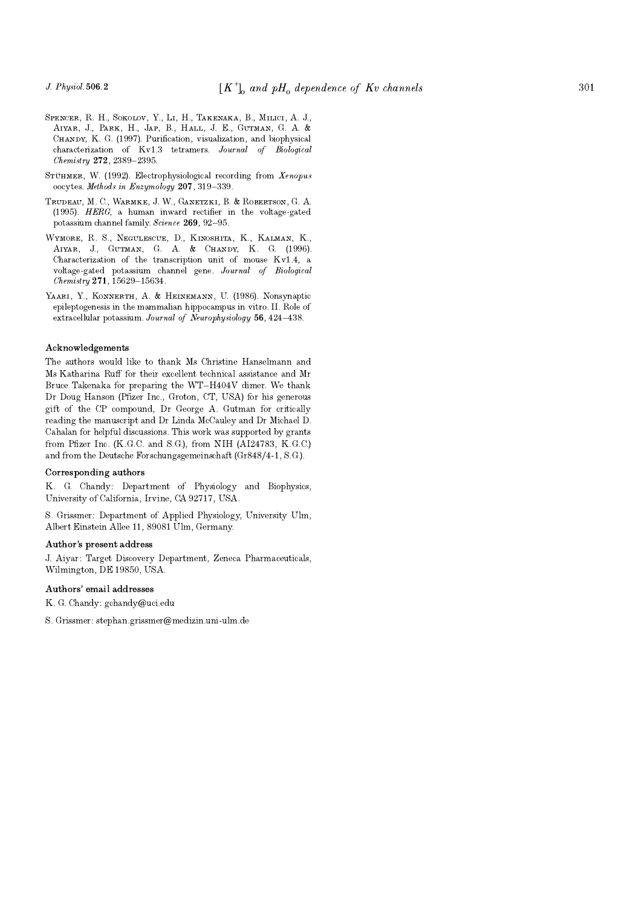Spencer, R. H., Sokolov, Y., Li, H., Takenaka, B., Milici, A. J., Aiyar, J., Park, H., Jap, B., Hall, J. E., Gutman, G. A. & Chandy, K. G. (1997). Purification, visualization, and biophysical characterization of Kv1.3 tetramers. *Journal of Biological Chemistry* **272**, 2389–2395.

Stühmer, W. (1992). Electrophysiological recording from *Xenopus* oocytes. *Methods in Enzymology* **207**, 319–339.

Trudeau, M. C., Warmke, J. W., Ganetzki, B. & Robertson, G. A. (1995). *HERG*, a human inward rectifier in the voltage-gated potassium channel family. *Science* **269**, 92–95.

Wymore, R. S., Negulescue, D., Kinoshita, K., Kalman, K., Aiyar, J., Gutman, G. A. & Chandy, K. G. (1996). Characterization of the transcription unit of mouse Kv1.4, a voltage-gated potassium channel gene. *Journal of Biological Chemistry* **271**, 15629–15634.

Yaari, Y., Konnerth, A. & Heinemann, U. (1986). Nonsynaptic epileptogenesis in the mammalian hippocampus in vitro. II. Role of extracellular potassium. *Journal of Neurophysiology* **56**, 424–438.

### Acknowledgements

The authors would like to thank Ms Christine Hanselmann and Ms Katharina Ruff for their excellent technical assistance and Mr Bruce Takenaka for preparing the WT–H404V dimer. We thank Dr Doug Hanson (Pfizer Inc., Groton, CT, USA) for his generous gift of the CP compound, Dr George A. Gutman for critically reading the manuscript and Dr Linda McCauley and Dr Michael D. Cahalan for helpful discussions. This work was supported by grants from Pfizer Inc. (K.G.C. and S.G.), from NIH (AI24783, K.G.C.) and from the Deutsche Forschungsgemeinschaft (Gr848/4-1, S.G.).

### Corresponding authors

K. G. Chandy: Department of Physiology and Biophysics, University of California, Irvine, CA 92717, USA.

S. Grissmer: Department of Applied Physiology, University Ulm, Albert Einstein Allee 11, 89081 Ulm, Germany.

### Author's present address

J. Aiyar: Target Discovery Department, Zeneca Pharmaceuticals, Wilmington, DE 19850, USA.

### Authors' email addresses

K. G. Chandy: gchandy@uci.edu

S. Grissmer: stephan.grissmer@medizin.uni-ulm.de